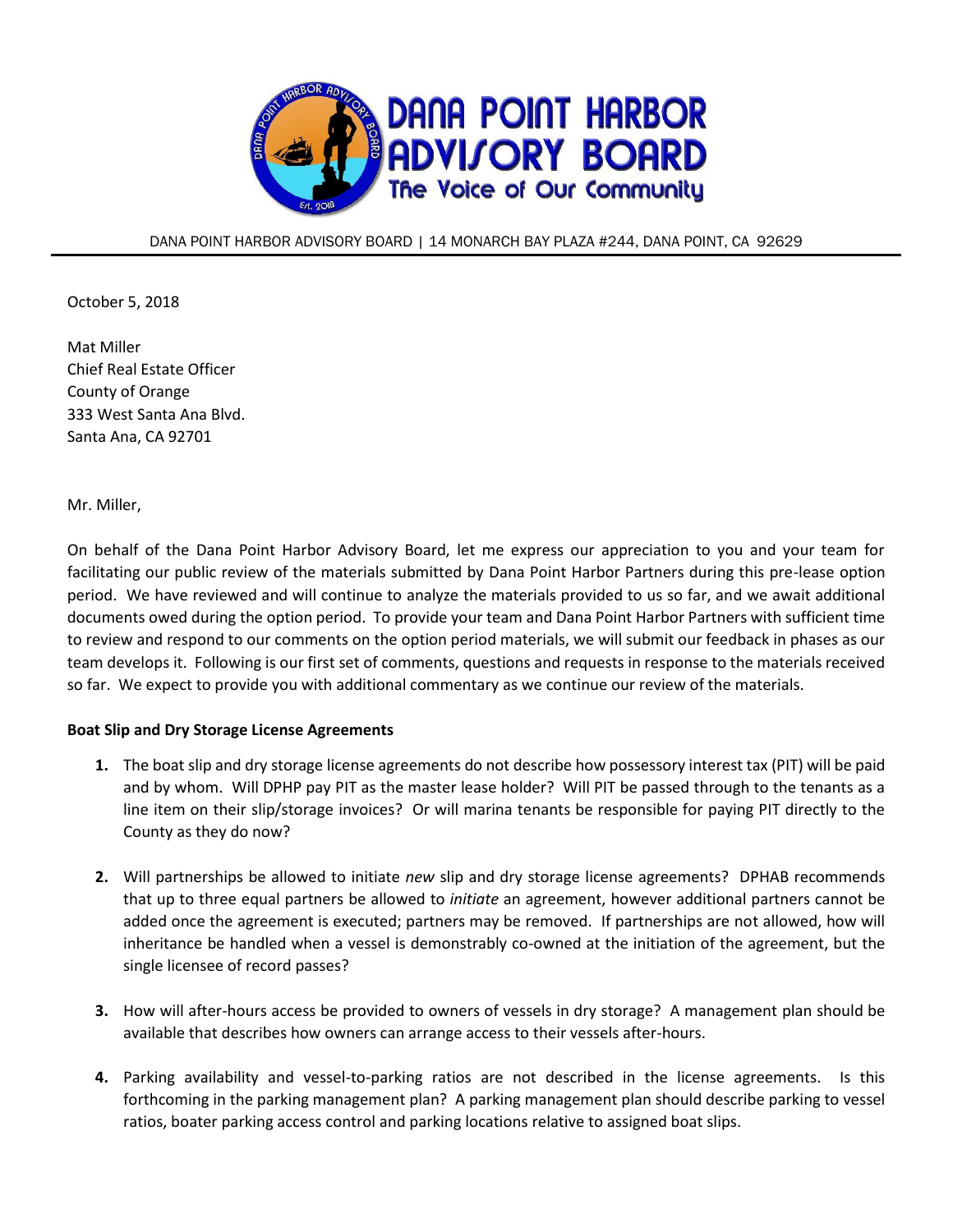# DANA POINT HARBOR ADVISORY BOARD

The Voice of Our Community

DANA POINT HARBOR ADVISORY BOARD | 14 MONARCH BAY PLAZA #244, DANA POINT, CA 92629

October 5, 2018

Mat Miller
Chief Real Estate Officer
County of Orange
333 West Santa Ana Blvd.
Santa Ana, CA 92701

Mr. Miller,

On behalf of the Dana Point Harbor Advisory Board, let me express our appreciation to you and your team for facilitating our public review of the materials submitted by Dana Point Harbor Partners during this pre-lease option period. We have reviewed and will continue to analyze the materials provided to us so far, and we await additional documents owed during the option period. To provide your team and Dana Point Harbor Partners with sufficient time to review and respond to our comments on the option period materials, we will submit our feedback in phases as our team develops it. Following is our first set of comments, questions and requests in response to the materials received so far. We expect to provide you with additional commentary as we continue our review of the materials.

**Boat Slip and Dry Storage License Agreements**

1. The boat slip and dry storage license agreements do not describe how possessory interest tax (PIT) will be paid and by whom. Will DPHP pay PIT as the master lease holder? Will PIT be passed through to the tenants as a line item on their slip/storage invoices? Or will marina tenants be responsible for paying PIT directly to the County as they do now?

2. Will partnerships be allowed to initiate *new* slip and dry storage license agreements? DPHAB recommends that up to three equal partners be allowed to *initiate* an agreement, however additional partners cannot be added once the agreement is executed; partners may be removed. If partnerships are not allowed, how will inheritance be handled when a vessel is demonstrably co-owned at the initiation of the agreement, but the single licensee of record passes?

3. How will after-hours access be provided to owners of vessels in dry storage? A management plan should be available that describes how owners can arrange access to their vessels after-hours.

4. Parking availability and vessel-to-parking ratios are not described in the license agreements. Is this forthcoming in the parking management plan? A parking management plan should describe parking to vessel ratios, boater parking access control and parking locations relative to assigned boat slips.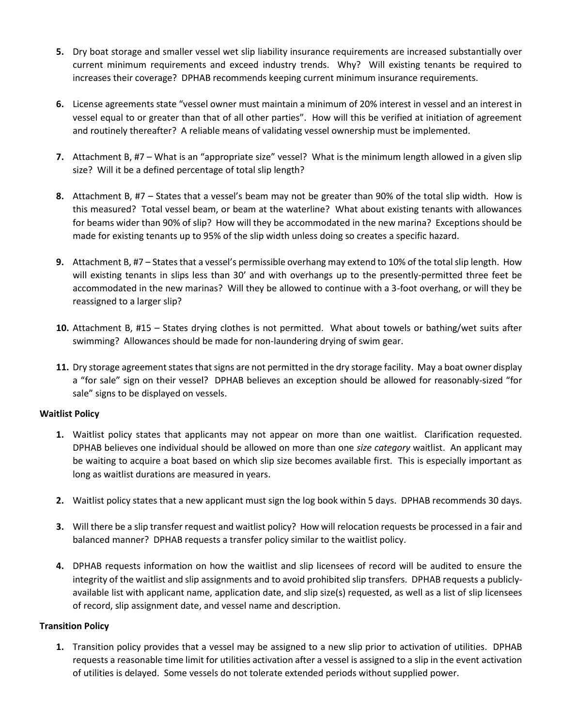5. Dry boat storage and smaller vessel wet slip liability insurance requirements are increased substantially over current minimum requirements and exceed industry trends. Why? Will existing tenants be required to increases their coverage? DPHAB recommends keeping current minimum insurance requirements.

6. License agreements state "vessel owner must maintain a minimum of 20% interest in vessel and an interest in vessel equal to or greater than that of all other parties". How will this be verified at initiation of agreement and routinely thereafter? A reliable means of validating vessel ownership must be implemented.

7. Attachment B, #7 – What is an "appropriate size" vessel? What is the minimum length allowed in a given slip size? Will it be a defined percentage of total slip length?

8. Attachment B, #7 – States that a vessel's beam may not be greater than 90% of the total slip width. How is this measured? Total vessel beam, or beam at the waterline? What about existing tenants with allowances for beams wider than 90% of slip? How will they be accommodated in the new marina? Exceptions should be made for existing tenants up to 95% of the slip width unless doing so creates a specific hazard.

9. Attachment B, #7 – States that a vessel's permissible overhang may extend to 10% of the total slip length. How will existing tenants in slips less than 30' and with overhangs up to the presently-permitted three feet be accommodated in the new marinas? Will they be allowed to continue with a 3-foot overhang, or will they be reassigned to a larger slip?

10. Attachment B, #15 – States drying clothes is not permitted. What about towels or bathing/wet suits after swimming? Allowances should be made for non-laundering drying of swim gear.

11. Dry storage agreement states that signs are not permitted in the dry storage facility. May a boat owner display a "for sale" sign on their vessel? DPHAB believes an exception should be allowed for reasonably-sized "for sale" signs to be displayed on vessels.

**Waitlist Policy**

1. Waitlist policy states that applicants may not appear on more than one waitlist. Clarification requested. DPHAB believes one individual should be allowed on more than one *size category* waitlist. An applicant may be waiting to acquire a boat based on which slip size becomes available first. This is especially important as long as waitlist durations are measured in years.

2. Waitlist policy states that a new applicant must sign the log book within 5 days. DPHAB recommends 30 days.

3. Will there be a slip transfer request and waitlist policy? How will relocation requests be processed in a fair and balanced manner? DPHAB requests a transfer policy similar to the waitlist policy.

4. DPHAB requests information on how the waitlist and slip licensees of record will be audited to ensure the integrity of the waitlist and slip assignments and to avoid prohibited slip transfers. DPHAB requests a publicly-available list with applicant name, application date, and slip size(s) requested, as well as a list of slip licensees of record, slip assignment date, and vessel name and description.

**Transition Policy**

1. Transition policy provides that a vessel may be assigned to a new slip prior to activation of utilities. DPHAB requests a reasonable time limit for utilities activation after a vessel is assigned to a slip in the event activation of utilities is delayed. Some vessels do not tolerate extended periods without supplied power.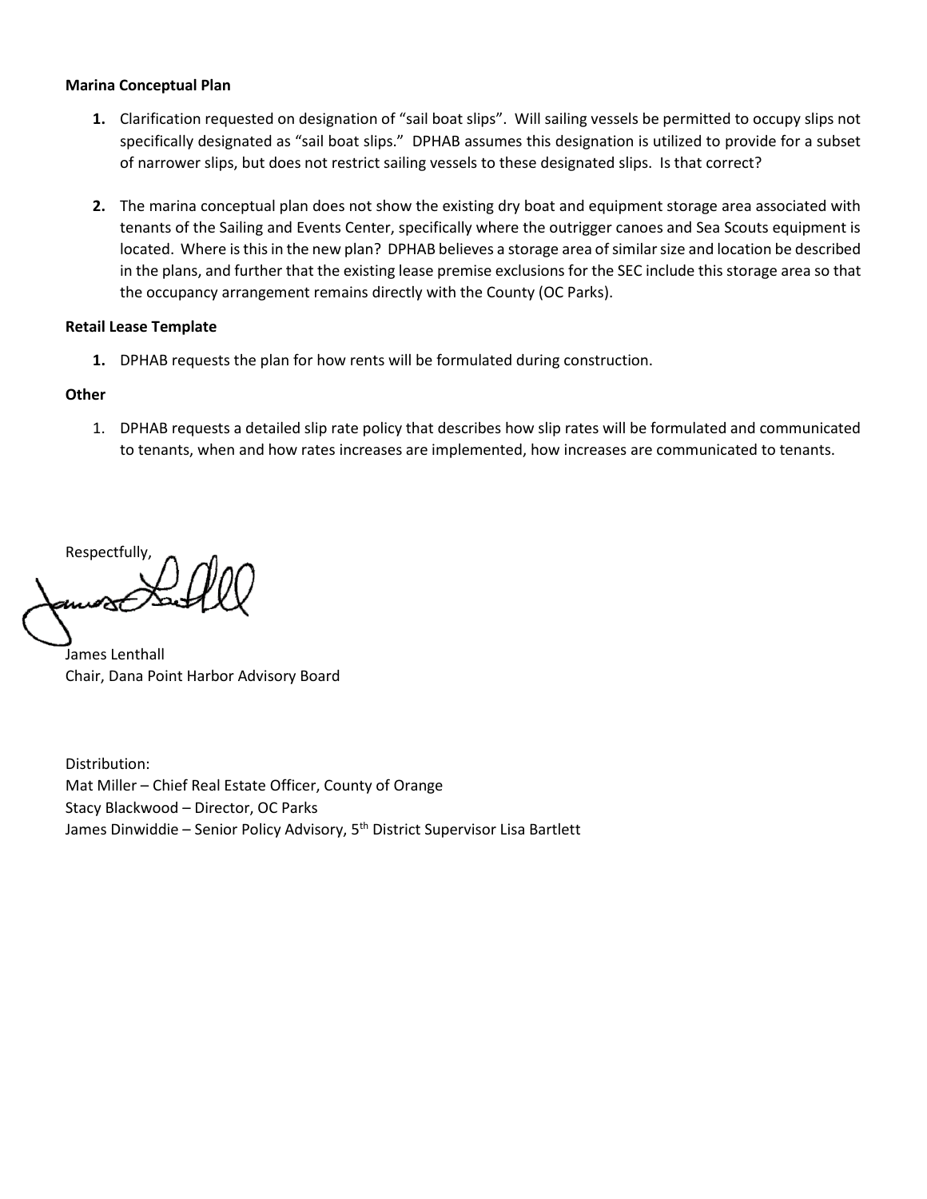**Marina Conceptual Plan**

1. Clarification requested on designation of "sail boat slips". Will sailing vessels be permitted to occupy slips not specifically designated as "sail boat slips." DPHAB assumes this designation is utilized to provide for a subset of narrower slips, but does not restrict sailing vessels to these designated slips. Is that correct?

2. The marina conceptual plan does not show the existing dry boat and equipment storage area associated with tenants of the Sailing and Events Center, specifically where the outrigger canoes and Sea Scouts equipment is located. Where is this in the new plan? DPHAB believes a storage area of similar size and location be described in the plans, and further that the existing lease premise exclusions for the SEC include this storage area so that the occupancy arrangement remains directly with the County (OC Parks).

**Retail Lease Template**

1. DPHAB requests the plan for how rents will be formulated during construction.

**Other**

1. DPHAB requests a detailed slip rate policy that describes how slip rates will be formulated and communicated to tenants, when and how rates increases are implemented, how increases are communicated to tenants.

Respectfully,

James Lenthall
Chair, Dana Point Harbor Advisory Board

Distribution:
Mat Miller – Chief Real Estate Officer, County of Orange
Stacy Blackwood – Director, OC Parks
James Dinwiddie – Senior Policy Advisory, 5th District Supervisor Lisa Bartlett